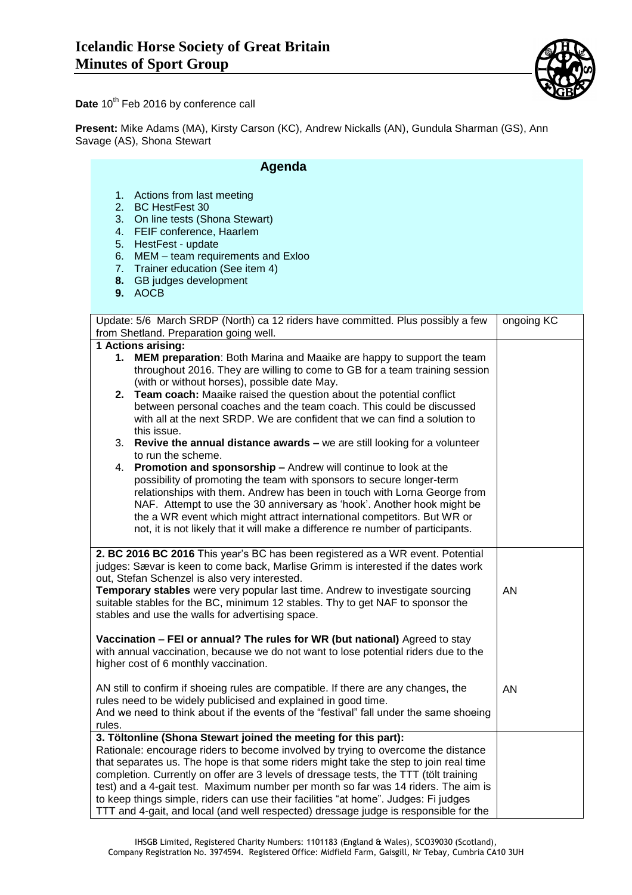# Icelandic Horse Society of Great Britain
## Minutes of Sport Group

**Date** 10th Feb 2016 by conference call

**Present:** Mike Adams (MA), Kirsty Carson (KC), Andrew Nickalls (AN), Gundula Sharman (GS), Ann Savage (AS), Shona Stewart

### Agenda

1. Actions from last meeting
2. BC HestFest 30
3. On line tests (Shona Stewart)
4. FEIF conference, Haarlem
5. HestFest - update
6. MEM – team requirements and Exloo
7. Trainer education (See item 4)
8. **GB judges development**
9. **AOCB**

| | |
|---|---|
| Update: 5/6 March SRDP (North) ca 12 riders have committed. Plus possibly a few from Shetland. Preparation going well. | ongoing KC |
| **1 Actions arising:**<br>1. **MEM preparation**: Both Marina and Maaike are happy to support the team throughout 2016. They are willing to come to GB for a team training session (with or without horses), possible date May.<br>2. **Team coach:** Maaike raised the question about the potential conflict between personal coaches and the team coach. This could be discussed with all at the next SRDP. We are confident that we can find a solution to this issue.<br>3. **Revive the annual distance awards –** we are still looking for a volunteer to run the scheme.<br>4. **Promotion and sponsorship –** Andrew will continue to look at the possibility of promoting the team with sponsors to secure longer-term relationships with them. Andrew has been in touch with Lorna George from NAF. Attempt to use the 30 anniversary as 'hook'. Another hook might be the a WR event which might attract international competitors. But WR or not, it is not likely that it will make a difference re number of participants. | |
| **2. BC 2016 BC 2016** This year's BC has been registered as a WR event. Potential judges: Sævar is keen to come back, Marlise Grimm is interested if the dates work out, Stefan Schenzel is also very interested.<br>**Temporary stables** were very popular last time. Andrew to investigate sourcing suitable stables for the BC, minimum 12 stables. Thy to get NAF to sponsor the stables and use the walls for advertising space.<br><br>**Vaccination – FEI or annual? The rules for WR (but national)** Agreed to stay with annual vaccination, because we do not want to lose potential riders due to the higher cost of 6 monthly vaccination.<br><br>AN still to confirm if shoeing rules are compatible. If there are any changes, the rules need to be widely publicised and explained in good time.<br>And we need to think about if the events of the "festival" fall under the same shoeing rules. | AN<br><br><br><br><br><br>AN |
| **3. Töltonline (Shona Stewart joined the meeting for this part):**<br>Rationale: encourage riders to become involved by trying to overcome the distance that separates us. The hope is that some riders might take the step to join real time completion. Currently on offer are 3 levels of dressage tests, the TTT (tölt training test) and a 4-gait test. Maximum number per month so far was 14 riders. The aim is to keep things simple, riders can use their facilities "at home". Judges: Fi judges TTT and 4-gait, and local (and well respected) dressage judge is responsible for the | |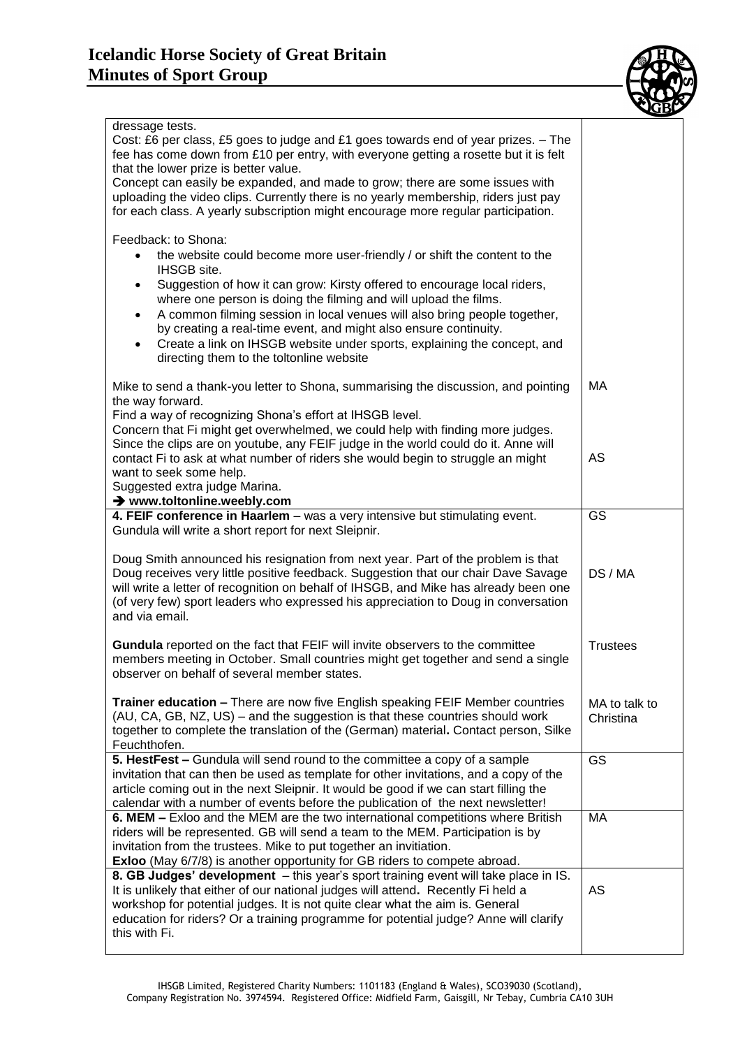# Icelandic Horse Society of Great Britain
# Minutes of Sport Group

| | |
|---|---|
| dressage tests.<br>Cost: £6 per class, £5 goes to judge and £1 goes towards end of year prizes. – The fee has come down from £10 per entry, with everyone getting a rosette but it is felt that the lower prize is better value.<br>Concept can easily be expanded, and made to grow; there are some issues with uploading the video clips. Currently there is no yearly membership, riders just pay for each class. A yearly subscription might encourage more regular participation.<br><br>Feedback: to Shona:<br>• the website could become more user-friendly / or shift the content to the IHSGB site.<br>• Suggestion of how it can grow: Kirsty offered to encourage local riders, where one person is doing the filming and will upload the films.<br>• A common filming session in local venues will also bring people together, by creating a real-time event, and might also ensure continuity.<br>• Create a link on IHSGB website under sports, explaining the concept, and directing them to the toltonline website<br><br>Mike to send a thank-you letter to Shona, summarising the discussion, and pointing the way forward.<br>Find a way of recognizing Shona's effort at IHSGB level.<br>Concern that Fi might get overwhelmed, we could help with finding more judges. Since the clips are on youtube, any FEIF judge in the world could do it. Anne will contact Fi to ask at what number of riders she would begin to struggle an might want to seek some help.<br>Suggested extra judge Marina.<br>➔ **www.toltonline.weebly.com** | MA<br><br>AS |
| **4. FEIF conference in Haarlem** – was a very intensive but stimulating event. Gundula will write a short report for next Sleipnir.<br><br>Doug Smith announced his resignation from next year. Part of the problem is that Doug receives very little positive feedback. Suggestion that our chair Dave Savage will write a letter of recognition on behalf of IHSGB, and Mike has already been one (of very few) sport leaders who expressed his appreciation to Doug in conversation and via email.<br><br>**Gundula** reported on the fact that FEIF will invite observers to the committee members meeting in October. Small countries might get together and send a single observer on behalf of several member states.<br><br>**Trainer education –** There are now five English speaking FEIF Member countries (AU, CA, GB, NZ, US) – and the suggestion is that these countries should work together to complete the translation of the (German) material**.** Contact person, Silke Feuchthofen. | GS<br><br>DS / MA<br><br>Trustees<br><br>MA to talk to Christina |
| **5. HestFest –** Gundula will send round to the committee a copy of a sample invitation that can then be used as template for other invitations, and a copy of the article coming out in the next Sleipnir. It would be good if we can start filling the calendar with a number of events before the publication of the next newsletter! | GS |
| **6. MEM –** Exloo and the MEM are the two international competitions where British riders will be represented. GB will send a team to the MEM. Participation is by invitation from the trustees. Mike to put together an invitiation.<br>**Exloo** (May 6/7/8) is another opportunity for GB riders to compete abroad. | MA |
| **8. GB Judges' development** – this year's sport training event will take place in IS. It is unlikely that either of our national judges will attend**.** Recently Fi held a workshop for potential judges. It is not quite clear what the aim is. General education for riders? Or a training programme for potential judge? Anne will clarify this with Fi. | AS |

IHSGB Limited, Registered Charity Numbers: 1101183 (England & Wales), SCO39030 (Scotland), Company Registration No. 3974594. Registered Office: Midfield Farm, Gaisgill, Nr Tebay, Cumbria CA10 3UH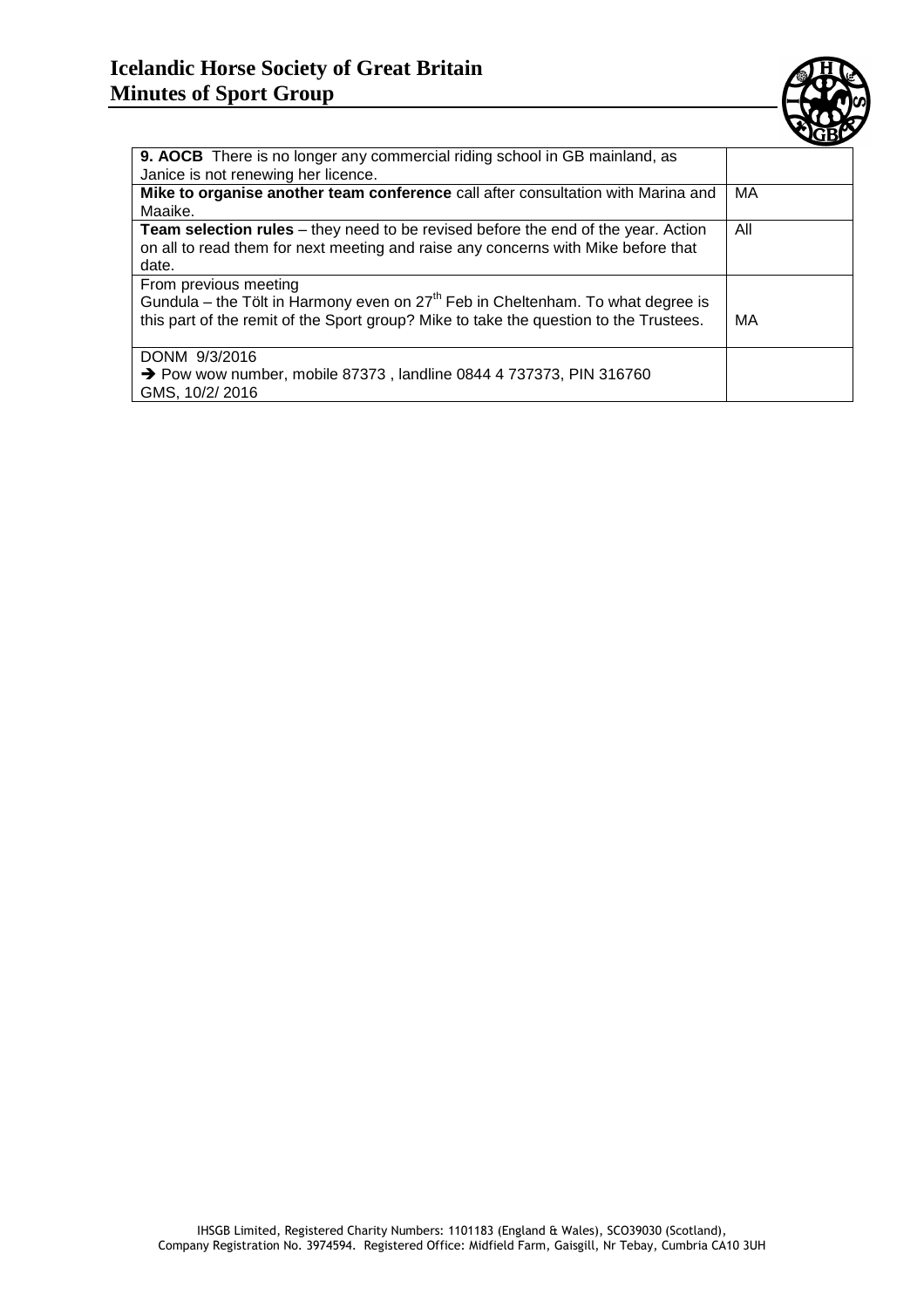| | |
|---|---|
| **9. AOCB** There is no longer any commercial riding school in GB mainland, as Janice is not renewing her licence. | |
| **Mike to organise another team conference** call after consultation with Marina and Maaike. | MA |
| **Team selection rules** – they need to be revised before the end of the year. Action on all to read them for next meeting and raise any concerns with Mike before that date. | All |
| From previous meeting<br>Gundula – the Tölt in Harmony even on 27th Feb in Cheltenham. To what degree is this part of the remit of the Sport group? Mike to take the question to the Trustees. | MA |
| DONM 9/3/2016<br>➔ Pow wow number, mobile 87373 , landline 0844 4 737373, PIN 316760<br>GMS, 10/2/ 2016 | |